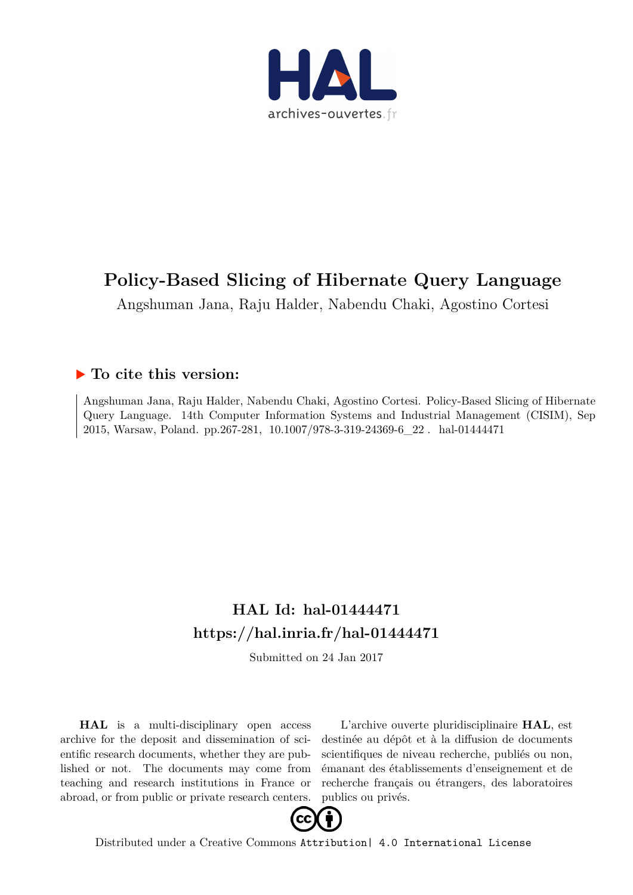# Policy-Based Slicing of Hibernate Query Language

Angshuman Jana, Raju Halder, Nabendu Chaki, Agostino Cortesi

## ▶ To cite this version:

Angshuman Jana, Raju Halder, Nabendu Chaki, Agostino Cortesi. Policy-Based Slicing of Hibernate Query Language. 14th Computer Information Systems and Industrial Management (CISIM), Sep 2015, Warsaw, Poland. pp.267-281, 10.1007/978-3-319-24369-6_22 . hal-01444471

## HAL Id: hal-01444471
## https://hal.inria.fr/hal-01444471

Submitted on 24 Jan 2017

**HAL** is a multi-disciplinary open access archive for the deposit and dissemination of scientific research documents, whether they are published or not. The documents may come from teaching and research institutions in France or abroad, or from public or private research centers.

L'archive ouverte pluridisciplinaire **HAL**, est destinée au dépôt et à la diffusion de documents scientifiques de niveau recherche, publiés ou non, émanant des établissements d'enseignement et de recherche français ou étrangers, des laboratoires publics ou privés.

Distributed under a Creative Commons Attribution| 4.0 International License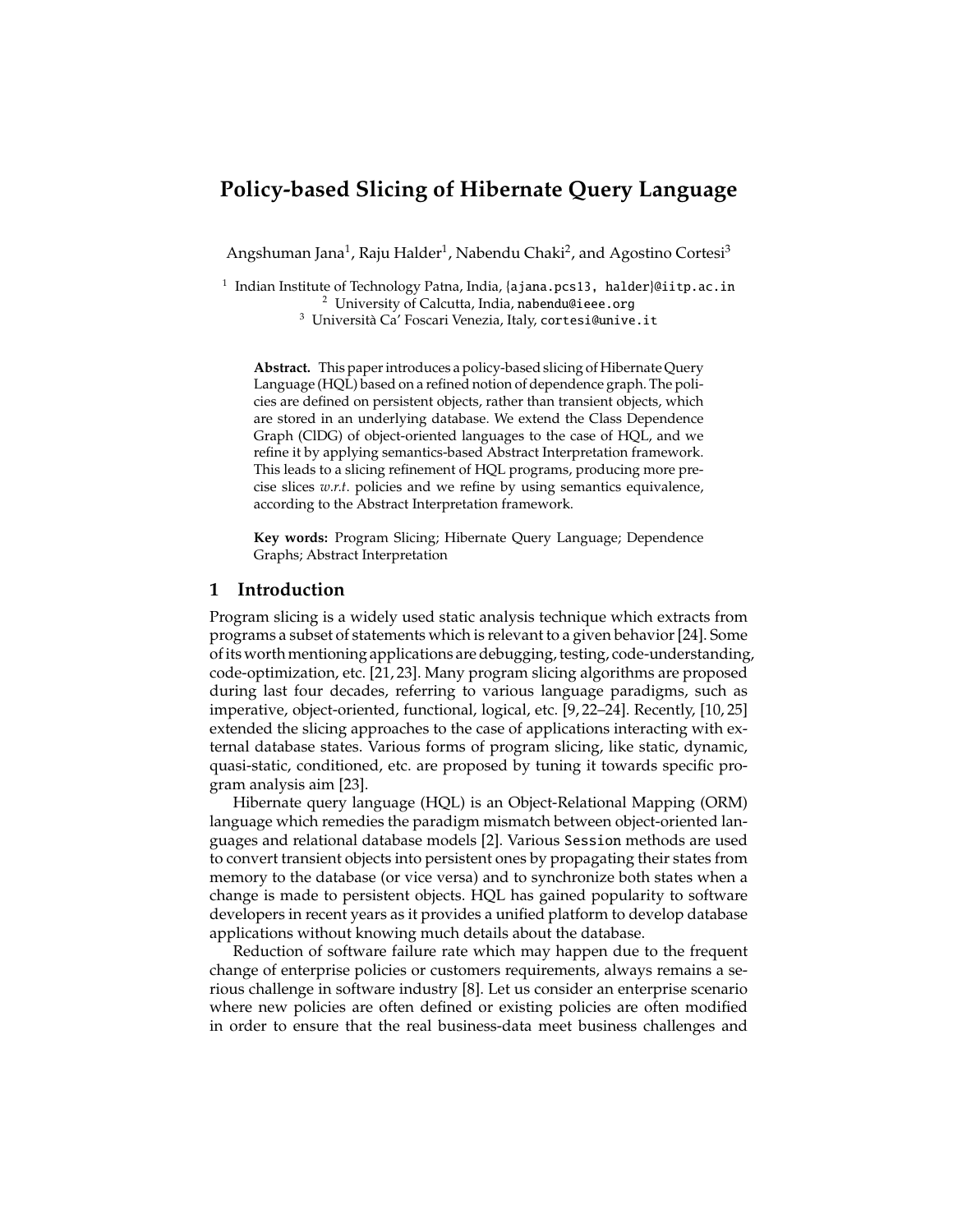# Policy-based Slicing of Hibernate Query Language

Angshuman Jana[1], Raju Halder[1], Nabendu Chaki[2], and Agostino Cortesi[3]

[1] Indian Institute of Technology Patna, India, {ajana.pcs13, halder}@iitp.ac.in
[2] University of Calcutta, India, nabendu@ieee.org
[3] Università Ca' Foscari Venezia, Italy, cortesi@unive.it

**Abstract.** This paper introduces a policy-based slicing of Hibernate Query Language (HQL) based on a refined notion of dependence graph. The policies are defined on persistent objects, rather than transient objects, which are stored in an underlying database. We extend the Class Dependence Graph (ClDG) of object-oriented languages to the case of HQL, and we refine it by applying semantics-based Abstract Interpretation framework. This leads to a slicing refinement of HQL programs, producing more precise slices *w.r.t.* policies and we refine by using semantics equivalence, according to the Abstract Interpretation framework.

**Key words:** Program Slicing; Hibernate Query Language; Dependence Graphs; Abstract Interpretation

## 1 Introduction

Program slicing is a widely used static analysis technique which extracts from programs a subset of statements which is relevant to a given behavior [24]. Some of its worth mentioning applications are debugging, testing, code-understanding, code-optimization, etc. [21, 23]. Many program slicing algorithms are proposed during last four decades, referring to various language paradigms, such as imperative, object-oriented, functional, logical, etc. [9, 22–24]. Recently, [10, 25] extended the slicing approaches to the case of applications interacting with external database states. Various forms of program slicing, like static, dynamic, quasi-static, conditioned, etc. are proposed by tuning it towards specific program analysis aim [23].

Hibernate query language (HQL) is an Object-Relational Mapping (ORM) language which remedies the paradigm mismatch between object-oriented languages and relational database models [2]. Various `Session` methods are used to convert transient objects into persistent ones by propagating their states from memory to the database (or vice versa) and to synchronize both states when a change is made to persistent objects. HQL has gained popularity to software developers in recent years as it provides a unified platform to develop database applications without knowing much details about the database.

Reduction of software failure rate which may happen due to the frequent change of enterprise policies or customers requirements, always remains a serious challenge in software industry [8]. Let us consider an enterprise scenario where new policies are often defined or existing policies are often modified in order to ensure that the real business-data meet business challenges and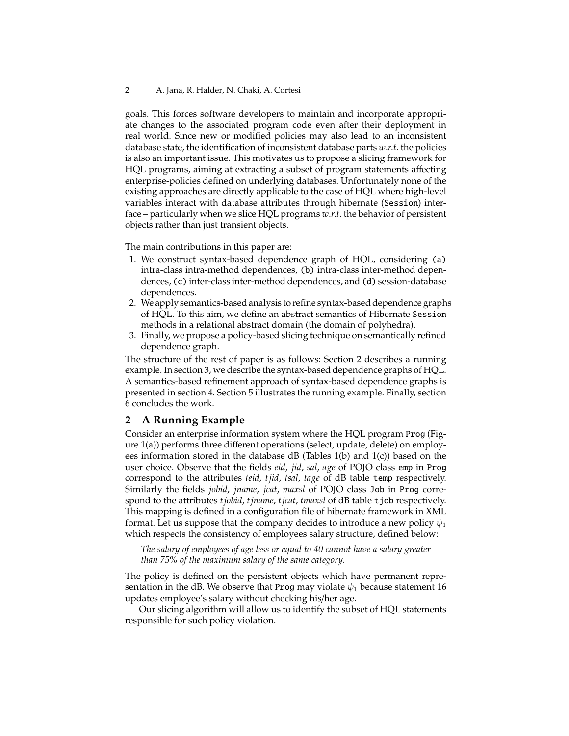goals. This forces software developers to maintain and incorporate appropriate changes to the associated program code even after their deployment in real world. Since new or modified policies may also lead to an inconsistent database state, the identification of inconsistent database parts *w.r.t.* the policies is also an important issue. This motivates us to propose a slicing framework for HQL programs, aiming at extracting a subset of program statements affecting enterprise-policies defined on underlying databases. Unfortunately none of the existing approaches are directly applicable to the case of HQL where high-level variables interact with database attributes through hibernate (`Session`) interface – particularly when we slice HQL programs *w.r.t.* the behavior of persistent objects rather than just transient objects.

The main contributions in this paper are:

1. We construct syntax-based dependence graph of HQL, considering (a) intra-class intra-method dependences, (b) intra-class inter-method dependences, (c) inter-class inter-method dependences, and (d) session-database dependences.
2. We apply semantics-based analysis to refine syntax-based dependence graphs of HQL. To this aim, we define an abstract semantics of Hibernate `Session` methods in a relational abstract domain (the domain of polyhedra).
3. Finally, we propose a policy-based slicing technique on semantically refined dependence graph.

The structure of the rest of paper is as follows: Section 2 describes a running example. In section 3, we describe the syntax-based dependence graphs of HQL. A semantics-based refinement approach of syntax-based dependence graphs is presented in section 4. Section 5 illustrates the running example. Finally, section 6 concludes the work.

## 2 A Running Example

Consider an enterprise information system where the HQL program `Prog` (Figure 1(a)) performs three different operations (select, update, delete) on employees information stored in the database dB (Tables 1(b) and 1(c)) based on the user choice. Observe that the fields *eid*, *jid*, *sal*, *age* of POJO class `emp` in `Prog` correspond to the attributes *teid*, *tjid*, *tsal*, *tage* of dB table `temp` respectively. Similarly the fields *jobid*, *jname*, *jcat*, *maxsl* of POJO class `Job` in `Prog` correspond to the attributes *tjobid*, *tjname*, *tjcat*, *tmaxsl* of dB table `tjob` respectively. This mapping is defined in a configuration file of hibernate framework in XML format. Let us suppose that the company decides to introduce a new policy $\psi_1$ which respects the consistency of employees salary structure, defined below:

> *The salary of employees of age less or equal to 40 cannot have a salary greater than 75% of the maximum salary of the same category.*

The policy is defined on the persistent objects which have permanent representation in the dB. We observe that `Prog` may violate $\psi_1$ because statement 16 updates employee's salary without checking his/her age.

Our slicing algorithm will allow us to identify the subset of HQL statements responsible for such policy violation.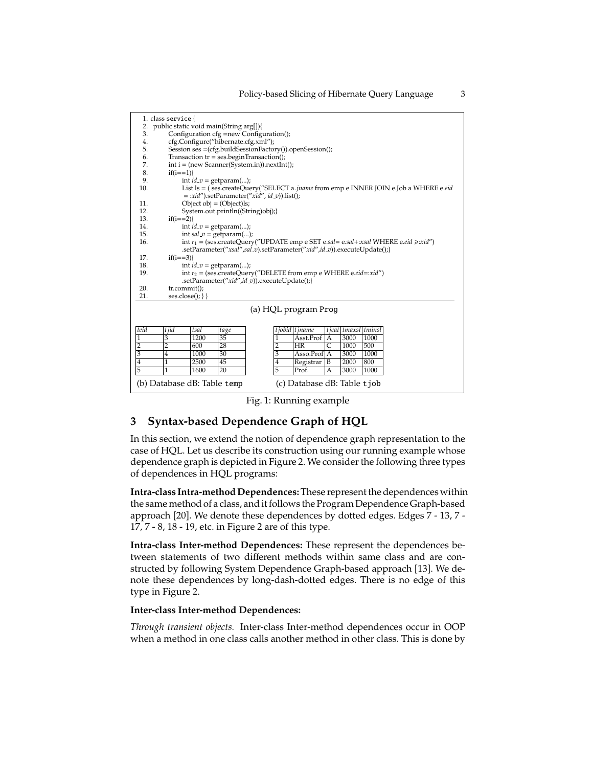```
1.  class service {
2.  public static void main(String arg[]){
3.      Configuration cfg =new Configuration();
4.      cfg.Configure("hibernate.cfg.xml");
5.      Session ses =(cfg.buildSessionFactory()).openSession();
6.      Transaction tr = ses.beginTransaction();
7.      int i = (new Scanner(System.in)).nextInt();
8.      if(i==1){
9.          int id_v = getparam(...);
10.         List ls = ( ses.createQuery("SELECT a.jname from emp e INNER JOIN e.Job a WHERE e.eid
            = :xid").setParameter("xid", id_v)).list();
11.         Object obj = (Object)ls;
12.         System.out.println((String)obj);}
13.     if(i==2){
14.         int id_v = getparam(...);
15.         int sal_v = getparam(...);
16.         int r1 = (ses.createQuery("UPDATE emp e SET e.sal= e.sal+:xsal WHERE e.eid ⩾:xid")
            .setParameter("xsal",sal_v).setParameter("xid",id_v)).executeUpdate();}
17.     if(i==3){
18.         int id_v = getparam(...);
19.         int r2 = (ses.createQuery("DELETE from emp e WHERE e.eid=:xid")
            .setParameter("xid",id_v)).executeUpdate();}
20.     tr.commit();
21.     ses.close(); } }
```

(a) HQL program Prog

| *teid* | *tjid* | *tsal* | *tage* |
|---|---|---|---|
| 1 | 3 | 1200 | 35 |
| 2 | 2 | 600 | 28 |
| 3 | 4 | 1000 | 30 |
| 4 | 1 | 2500 | 45 |
| 5 | 1 | 1600 | 20 |

(b) Database dB: Table temp

| *tjobid* | *tjname* | *tjcat* | *tmaxsl* | *tminsl* |
|---|---|---|---|---|
| 1 | Asst.Prof | A | 3000 | 1000 |
| 2 | HR | C | 1000 | 500 |
| 3 | Asso.Prof | A | 3000 | 1000 |
| 4 | Registrar | B | 2000 | 800 |
| 5 | Prof. | A | 3000 | 1000 |

(c) Database dB: Table tjob

Fig. 1: Running example

## 3 Syntax-based Dependence Graph of HQL

In this section, we extend the notion of dependence graph representation to the case of HQL. Let us describe its construction using our running example whose dependence graph is depicted in Figure 2. We consider the following three types of dependences in HQL programs:

**Intra-class Intra-method Dependences:** These represent the dependences within the same method of a class, and it follows the Program Dependence Graph-based approach [20]. We denote these dependences by dotted edges. Edges 7 - 13, 7 - 17, 7 - 8, 18 - 19, etc. in Figure 2 are of this type.

**Intra-class Inter-method Dependences:** These represent the dependences between statements of two different methods within same class and are constructed by following System Dependence Graph-based approach [13]. We denote these dependences by long-dash-dotted edges. There is no edge of this type in Figure 2.

**Inter-class Inter-method Dependences:**

*Through transient objects.* Inter-class Inter-method dependences occur in OOP when a method in one class calls another method in other class. This is done by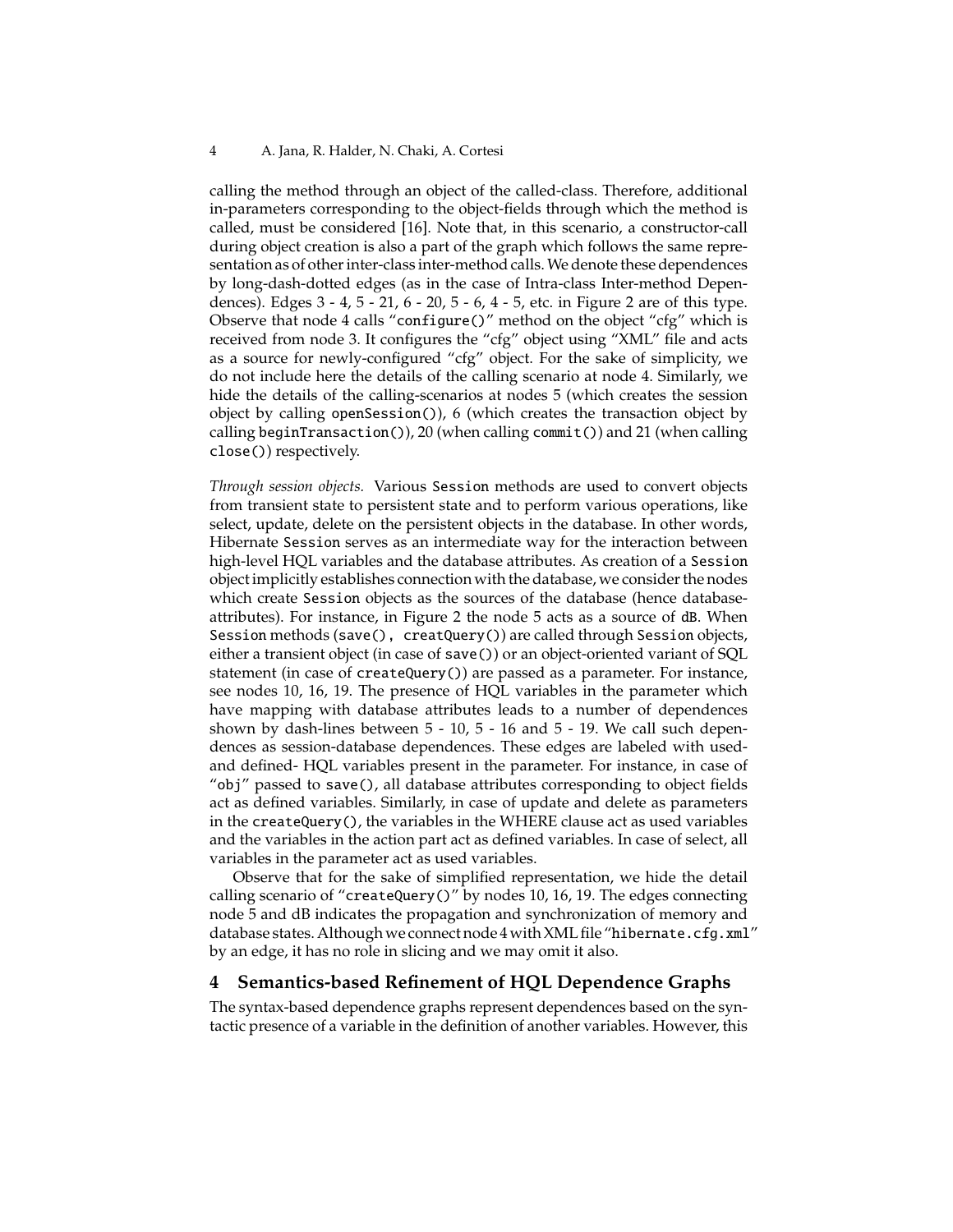calling the method through an object of the called-class. Therefore, additional in-parameters corresponding to the object-fields through which the method is called, must be considered [16]. Note that, in this scenario, a constructor-call during object creation is also a part of the graph which follows the same representation as of other inter-class inter-method calls. We denote these dependences by long-dash-dotted edges (as in the case of Intra-class Inter-method Dependences). Edges 3 - 4, 5 - 21, 6 - 20, 5 - 6, 4 - 5, etc. in Figure 2 are of this type. Observe that node 4 calls "`configure()`" method on the object "cfg" which is received from node 3. It configures the "cfg" object using "XML" file and acts as a source for newly-configured "cfg" object. For the sake of simplicity, we do not include here the details of the calling scenario at node 4. Similarly, we hide the details of the calling-scenarios at nodes 5 (which creates the session object by calling `openSession()`), 6 (which creates the transaction object by calling `beginTransaction()`), 20 (when calling `commit()`) and 21 (when calling `close()`) respectively.

*Through session objects.* Various `Session` methods are used to convert objects from transient state to persistent state and to perform various operations, like select, update, delete on the persistent objects in the database. In other words, Hibernate `Session` serves as an intermediate way for the interaction between high-level HQL variables and the database attributes. As creation of a `Session` object implicitly establishes connection with the database, we consider the nodes which create `Session` objects as the sources of the database (hence database-attributes). For instance, in Figure 2 the node 5 acts as a source of `dB`. When `Session` methods (`save(), creatQuery()`) are called through `Session` objects, either a transient object (in case of `save()`) or an object-oriented variant of SQL statement (in case of `createQuery()`) are passed as a parameter. For instance, see nodes 10, 16, 19. The presence of HQL variables in the parameter which have mapping with database attributes leads to a number of dependences shown by dash-lines between 5 - 10, 5 - 16 and 5 - 19. We call such dependences as session-database dependences. These edges are labeled with used- and defined- HQL variables present in the parameter. For instance, in case of "`obj`" passed to `save()`, all database attributes corresponding to object fields act as defined variables. Similarly, in case of update and delete as parameters in the `createQuery()`, the variables in the WHERE clause act as used variables and the variables in the action part act as defined variables. In case of select, all variables in the parameter act as used variables.

Observe that for the sake of simplified representation, we hide the detail calling scenario of "`createQuery()`" by nodes 10, 16, 19. The edges connecting node 5 and dB indicates the propagation and synchronization of memory and database states. Although we connect node 4 with XML file "`hibernate.cfg.xml`" by an edge, it has no role in slicing and we may omit it also.

## 4 Semantics-based Refinement of HQL Dependence Graphs

The syntax-based dependence graphs represent dependences based on the syntactic presence of a variable in the definition of another variables. However, this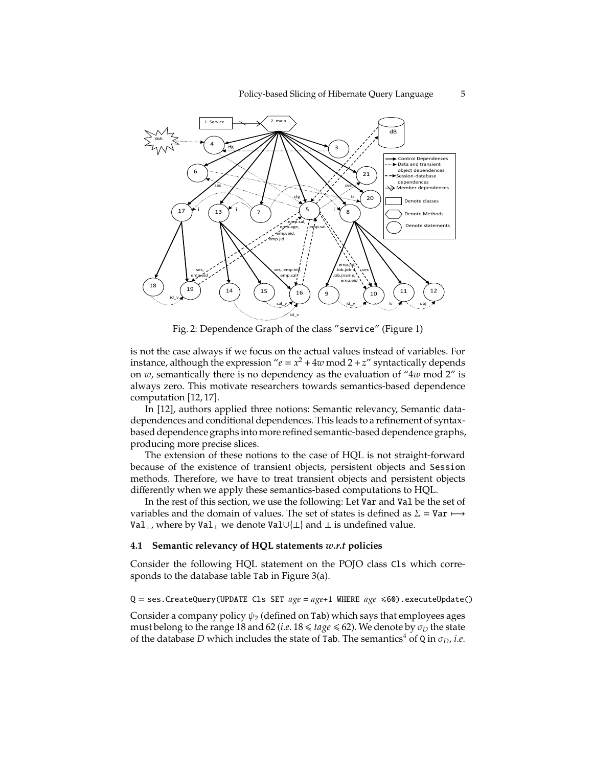Fig. 2: Dependence Graph of the class "service" (Figure 1)

is not the case always if we focus on the actual values instead of variables. For instance, although the expression "$e = x^2 + 4w \bmod 2 + z$" syntactically depends on $w$, semantically there is no dependency as the evaluation of "$4w \bmod 2$" is always zero. This motivate researchers towards semantics-based dependence computation [12, 17].

In [12], authors applied three notions: Semantic relevancy, Semantic data-dependences and conditional dependences. This leads to a refinement of syntax-based dependence graphs into more refined semantic-based dependence graphs, producing more precise slices.

The extension of these notions to the case of HQL is not straight-forward because of the existence of transient objects, persistent objects and Session methods. Therefore, we have to treat transient objects and persistent objects differently when we apply these semantics-based computations to HQL.

In the rest of this section, we use the following: Let Var and Val be the set of variables and the domain of values. The set of states is defined as $\Sigma = \texttt{Var} \longmapsto \texttt{Val}_\perp$, where by $\texttt{Val}_\perp$ we denote $\texttt{Val} \cup \{\perp\}$ and $\perp$ is undefined value.

### 4.1 Semantic relevancy of HQL statements *w.r.t* policies

Consider the following HQL statement on the POJO class Cls which corresponds to the database table Tab in Figure 3(a).

```
Q = ses.CreateQuery(UPDATE Cls SET age = age+1 WHERE age ⩽60).executeUpdate()
```

Consider a company policy $\psi_2$ (defined on Tab) which says that employees ages must belong to the range 18 and 62 (*i.e.* $18 \leqslant tage \leqslant 62$). We denote by $\sigma_D$ the state of the database $D$ which includes the state of Tab. The semantics[4] of Q in $\sigma_D$, *i.e.*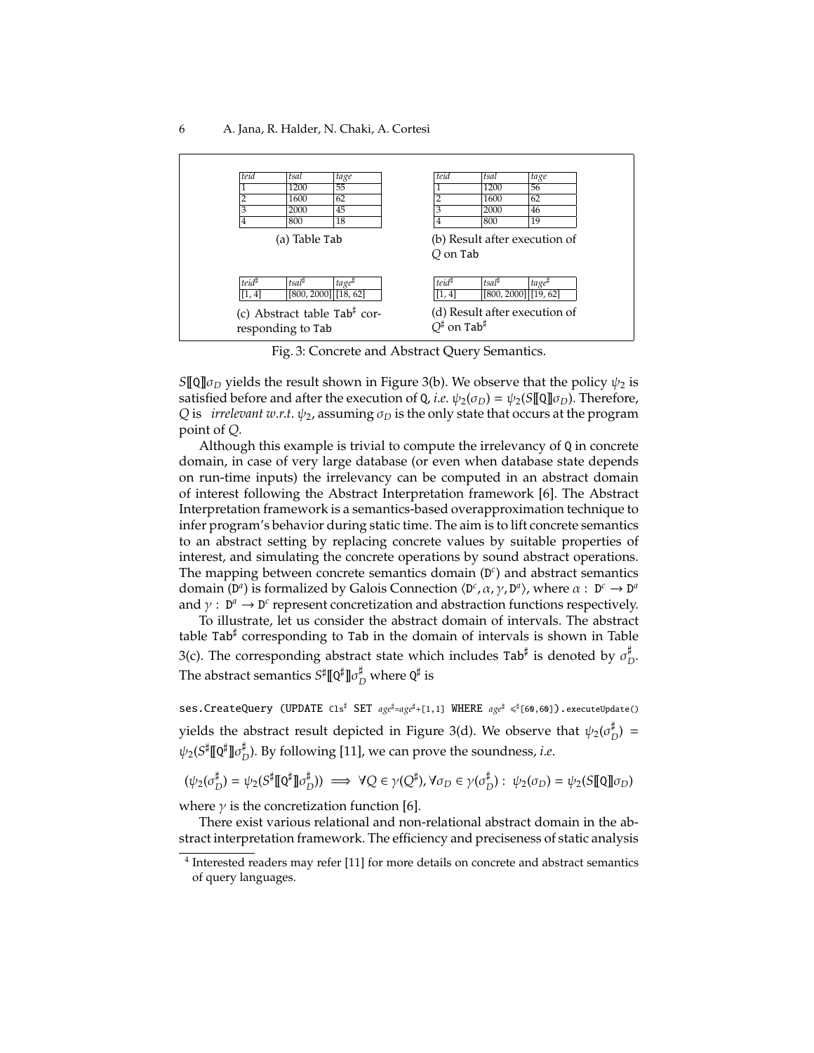| $teid$ | $tsal$ | $tage$ |
|---|---|---|
| 1 | 1200 | 55 |
| 2 | 1600 | 62 |
| 3 | 2000 | 45 |
| 4 | 800 | 18 |

(a) Table Tab

| $teid$ | $tsal$ | $tage$ |
|---|---|---|
| 1 | 1200 | 56 |
| 2 | 1600 | 62 |
| 3 | 2000 | 46 |
| 4 | 800 | 19 |

(b) Result after execution of $Q$ on Tab

| $teid^\sharp$ | $tsal^\sharp$ | $tage^\sharp$ |
|---|---|---|
| [1, 4] | [800, 2000] | [18, 62] |

(c) Abstract table $\text{Tab}^\sharp$ corresponding to Tab

| $teid^\sharp$ | $tsal^\sharp$ | $tage^\sharp$ |
|---|---|---|
| [1, 4] | [800, 2000] | [19, 62] |

(d) Result after execution of $Q^\sharp$ on $\text{Tab}^\sharp$

Fig. 3: Concrete and Abstract Query Semantics.

$S[\![\text{Q}]\!]\sigma_D$ yields the result shown in Figure 3(b). We observe that the policy $\psi_2$ is satisfied before and after the execution of Q, *i.e.* $\psi_2(\sigma_D) = \psi_2(S[\![\text{Q}]\!]\sigma_D)$. Therefore, $Q$ is *irrelevant w.r.t.* $\psi_2$, assuming $\sigma_D$ is the only state that occurs at the program point of $Q$.

Although this example is trivial to compute the irrelevancy of Q in concrete domain, in case of very large database (or even when database state depends on run-time inputs) the irrelevancy can be computed in an abstract domain of interest following the Abstract Interpretation framework [6]. The Abstract Interpretation framework is a semantics-based overapproximation technique to infer program's behavior during static time. The aim is to lift concrete semantics to an abstract setting by replacing concrete values by suitable properties of interest, and simulating the concrete operations by sound abstract operations. The mapping between concrete semantics domain ($\text{D}^c$) and abstract semantics domain ($\text{D}^a$) is formalized by Galois Connection $\langle \text{D}^c, \alpha, \gamma, \text{D}^a \rangle$, where $\alpha : \text{D}^c \rightarrow \text{D}^a$ and $\gamma : \text{D}^a \rightarrow \text{D}^c$ represent concretization and abstraction functions respectively.

To illustrate, let us consider the abstract domain of intervals. The abstract table $\text{Tab}^\sharp$ corresponding to Tab in the domain of intervals is shown in Table 3(c). The corresponding abstract state which includes $\text{Tab}^\sharp$ is denoted by $\sigma_D^\sharp$. The abstract semantics $S^\sharp[\![\text{Q}^\sharp]\!]\sigma_D^\sharp$ where $\text{Q}^\sharp$ is

```
ses.CreateQuery (UPDATE Cls♯ SET age♯=age♯+[1,1] WHERE age♯ ⩽♯[60,60]).executeUpdate()
```

yields the abstract result depicted in Figure 3(d). We observe that $\psi_2(\sigma_D^\sharp) = \psi_2(S^\sharp[\![\text{Q}^\sharp]\!]\sigma_D^\sharp)$. By following [11], we can prove the soundness, *i.e.*

$$(\psi_2(\sigma_D^\sharp) = \psi_2(S^\sharp[\![\text{Q}^\sharp]\!]\sigma_D^\sharp)) \implies \forall Q \in \gamma(Q^\sharp), \forall \sigma_D \in \gamma(\sigma_D^\sharp) : \psi_2(\sigma_D) = \psi_2(S[\![\text{Q}]\!]\sigma_D)$$

where $\gamma$ is the concretization function [6].

There exist various relational and non-relational abstract domain in the abstract interpretation framework. The efficiency and preciseness of static analysis

[4] Interested readers may refer [11] for more details on concrete and abstract semantics of query languages.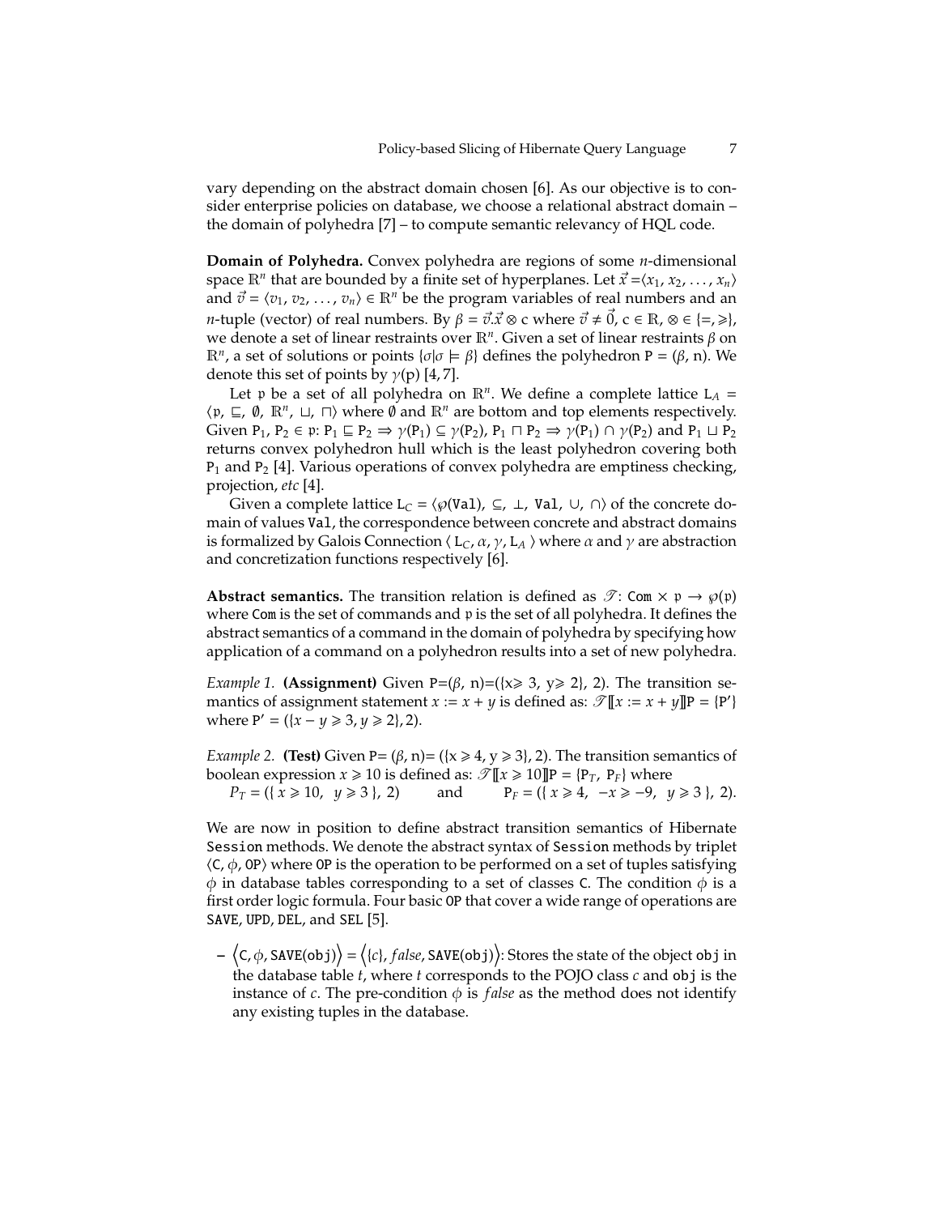vary depending on the abstract domain chosen [6]. As our objective is to consider enterprise policies on database, we choose a relational abstract domain – the domain of polyhedra [7] – to compute semantic relevancy of HQL code.

**Domain of Polyhedra.** Convex polyhedra are regions of some $n$-dimensional space $\mathbb{R}^n$ that are bounded by a finite set of hyperplanes. Let $\vec{x} = \langle x_1, x_2, \ldots, x_n \rangle$ and $\vec{v} = \langle v_1, v_2, \ldots, v_n \rangle \in \mathbb{R}^n$ be the program variables of real numbers and an $n$-tuple (vector) of real numbers. By $\beta = \vec{v}.\vec{x} \otimes \mathtt{c}$ where $\vec{v} \neq \vec{0}$, $\mathtt{c} \in \mathbb{R}$, $\otimes \in \{=, \geqslant\}$, we denote a set of linear restraints over $\mathbb{R}^n$. Given a set of linear restraints $\beta$ on $\mathbb{R}^n$, a set of solutions or points $\{\sigma | \sigma \models \beta\}$ defines the polyhedron $\mathtt{P} = (\beta, \mathrm{n})$. We denote this set of points by $\gamma(\mathrm{p})$ [4, 7].

Let $\mathfrak{p}$ be a set of all polyhedra on $\mathbb{R}^n$. We define a complete lattice $\mathtt{L}_A = \langle \mathfrak{p}, \sqsubseteq, \emptyset, \mathbb{R}^n, \sqcup, \sqcap \rangle$ where $\emptyset$ and $\mathbb{R}^n$ are bottom and top elements respectively. Given $\mathtt{P}_1, \mathtt{P}_2 \in \mathfrak{p}$: $\mathtt{P}_1 \sqsubseteq \mathtt{P}_2 \Rightarrow \gamma(\mathtt{P}_1) \subseteq \gamma(\mathtt{P}_2)$, $\mathtt{P}_1 \sqcap \mathtt{P}_2 \Rightarrow \gamma(\mathtt{P}_1) \cap \gamma(\mathtt{P}_2)$ and $\mathtt{P}_1 \sqcup \mathtt{P}_2$ returns convex polyhedron hull which is the least polyhedron covering both $\mathtt{P}_1$ and $\mathtt{P}_2$ [4]. Various operations of convex polyhedra are emptiness checking, projection, *etc* [4].

Given a complete lattice $\mathtt{L}_C = \langle \wp(\mathtt{Val}), \subseteq, \bot, \mathtt{Val}, \cup, \cap \rangle$ of the concrete domain of values Val, the correspondence between concrete and abstract domains is formalized by Galois Connection $\langle \mathtt{L}_C, \alpha, \gamma, \mathtt{L}_A \rangle$ where $\alpha$ and $\gamma$ are abstraction and concretization functions respectively [6].

**Abstract semantics.** The transition relation is defined as $\mathscr{T}$: $\mathtt{Com} \times \mathfrak{p} \rightarrow \wp(\mathfrak{p})$ where Com is the set of commands and $\mathfrak{p}$ is the set of all polyhedra. It defines the abstract semantics of a command in the domain of polyhedra by specifying how application of a command on a polyhedron results into a set of new polyhedra.

*Example 1.* **(Assignment)** Given $\mathtt{P}=(\beta, \mathrm{n})=(\{\mathrm{x} \geqslant 3, \mathrm{y} \geqslant 2\}, 2)$. The transition semantics of assignment statement $x := x + y$ is defined as: $\mathscr{T}[\![x := x + y]\!]\mathtt{P} = \{\mathtt{P}'\}$ where $\mathtt{P}' = (\{x - y \geqslant 3, y \geqslant 2\}, 2)$.

*Example 2.* **(Test)** Given $\mathtt{P}= (\beta, \mathrm{n})= (\{\mathrm{x} \geqslant 4, \mathrm{y} \geqslant 3\}, 2)$. The transition semantics of boolean expression $x \geqslant 10$ is defined as: $\mathscr{T}[\![x \geqslant 10]\!]\mathtt{P} = \{\mathtt{P}_T, \mathtt{P}_F\}$ where
$P_T = (\{ x \geqslant 10, \; y \geqslant 3 \}, 2)$ and $\mathtt{P}_F = (\{ x \geqslant 4, \; -x \geqslant -9, \; y \geqslant 3 \}, 2)$.

We are now in position to define abstract transition semantics of Hibernate Session methods. We denote the abstract syntax of Session methods by triplet $\langle \mathtt{C}, \phi, \mathtt{OP} \rangle$ where OP is the operation to be performed on a set of tuples satisfying $\phi$ in database tables corresponding to a set of classes C. The condition $\phi$ is a first order logic formula. Four basic OP that cover a wide range of operations are SAVE, UPD, DEL, and SEL [5].

- $\left\langle \mathtt{C}, \phi, \mathtt{SAVE(obj)} \right\rangle = \left\langle \{c\}, \mathit{false}, \mathtt{SAVE(obj)} \right\rangle$: Stores the state of the object obj in the database table $t$, where $t$ corresponds to the POJO class $c$ and obj is the instance of $c$. The pre-condition $\phi$ is $\mathit{false}$ as the method does not identify any existing tuples in the database.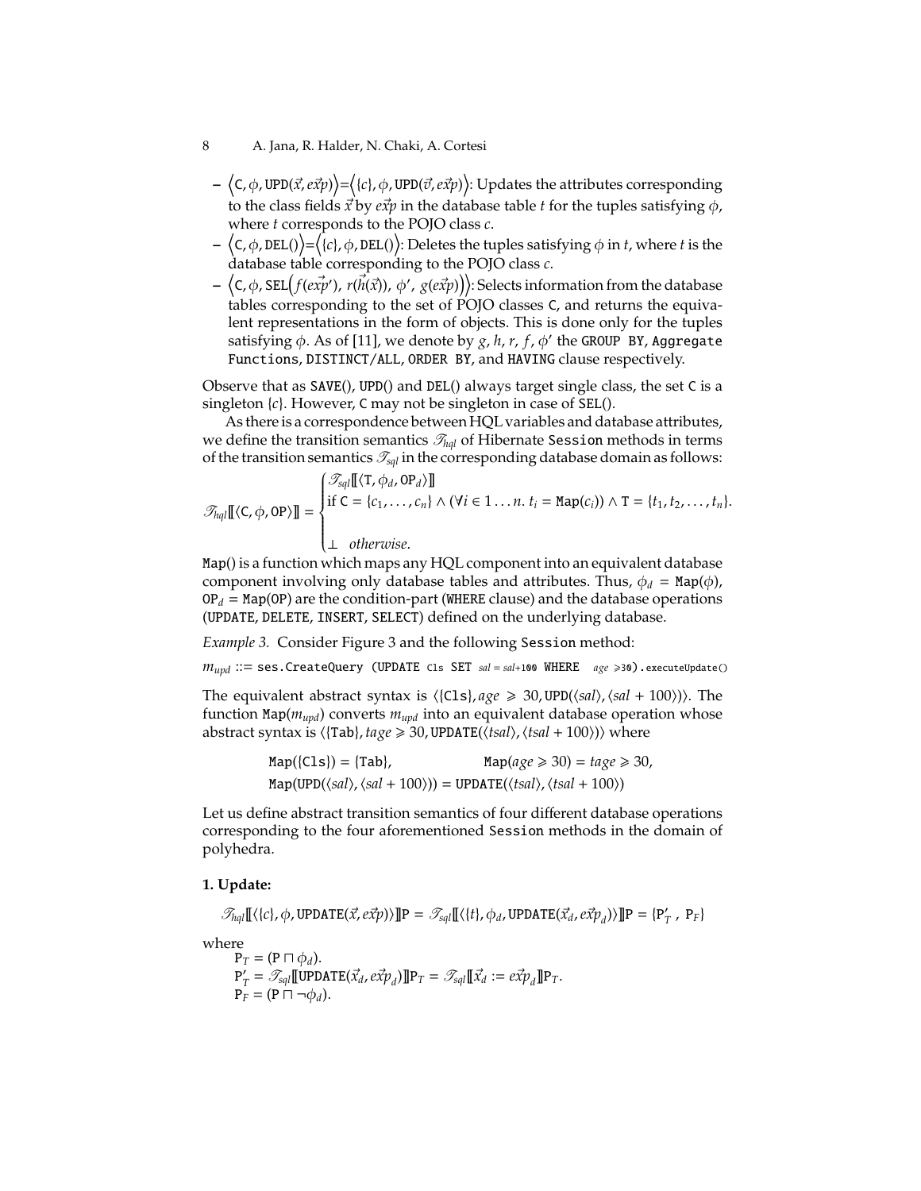- $\langle \mathtt{C}, \phi, \mathtt{UPD}(\vec{x}, \vec{exp}) \rangle = \langle \{c\}, \phi, \mathtt{UPD}(\vec{v}, \vec{exp}) \rangle$: Updates the attributes corresponding to the class fields $\vec{x}$ by $\vec{exp}$ in the database table $t$ for the tuples satisfying $\phi$, where $t$ corresponds to the POJO class $c$.
- $\langle \mathtt{C}, \phi, \mathtt{DEL}() \rangle = \langle \{c\}, \phi, \mathtt{DEL}() \rangle$: Deletes the tuples satisfying $\phi$ in $t$, where $t$ is the database table corresponding to the POJO class $c$.
- $\langle \mathtt{C}, \phi, \mathtt{SEL}\big(f(\vec{exp'}),\ r(\vec{h}(\vec{x})),\ \phi',\ g(\vec{exp})\big) \rangle$: Selects information from the database tables corresponding to the set of POJO classes C, and returns the equivalent representations in the form of objects. This is done only for the tuples satisfying $\phi$. As of [11], we denote by $g, h, r, f, \phi'$ the `GROUP BY`, `Aggregate Functions`, `DISTINCT/ALL`, `ORDER BY`, and `HAVING` clause respectively.

Observe that as `SAVE()`, `UPD()` and `DEL()` always target single class, the set C is a singleton $\{c\}$. However, C may not be singleton in case of `SEL()`.

As there is a correspondence between HQL variables and database attributes, we define the transition semantics $\mathscr{T}_{hql}$ of Hibernate `Session` methods in terms of the transition semantics $\mathscr{T}_{sql}$ in the corresponding database domain as follows:

$$\mathscr{T}_{hql}[\![\langle \mathtt{C}, \phi, \mathtt{OP} \rangle]\!] = \begin{cases} \mathscr{T}_{sql}[\![\langle \mathtt{T}, \phi_d, \mathtt{OP}_d \rangle]\!] \\ \text{if } \mathtt{C} = \{c_1, \ldots, c_n\} \wedge (\forall i \in 1 \ldots n.\ t_i = \mathtt{Map}(c_i)) \wedge \mathtt{T} = \{t_1, t_2, \ldots, t_n\}. \\ \\ \bot \quad \textit{otherwise}. \end{cases}$$

`Map()` is a function which maps any HQL component into an equivalent database component involving only database tables and attributes. Thus, $\phi_d = \mathtt{Map}(\phi)$, $\mathtt{OP}_d = \mathtt{Map}(\mathtt{OP})$ are the condition-part (`WHERE` clause) and the database operations (`UPDATE`, `DELETE`, `INSERT`, `SELECT`) defined on the underlying database.

*Example 3.* Consider Figure 3 and the following `Session` method:

$m_{upd}$ ::= `ses.CreateQuery (UPDATE Cls SET` $sal = sal$`+100 WHERE` $age \geqslant$`30).executeUpdate()`

The equivalent abstract syntax is $\langle \{\mathtt{Cls}\}, age \geqslant 30, \mathtt{UPD}(\langle sal \rangle, \langle sal + 100 \rangle) \rangle$. The function $\mathtt{Map}(m_{upd})$ converts $m_{upd}$ into an equivalent database operation whose abstract syntax is $\langle \{\mathtt{Tab}\}, tage \geqslant 30, \mathtt{UPDATE}(\langle tsal \rangle, \langle tsal + 100 \rangle) \rangle$ where

$$\mathtt{Map}(\{\mathtt{Cls}\}) = \{\mathtt{Tab}\}, \qquad \mathtt{Map}(age \geqslant 30) = tage \geqslant 30,$$
$$\mathtt{Map}(\mathtt{UPD}(\langle sal \rangle, \langle sal + 100 \rangle)) = \mathtt{UPDATE}(\langle tsal \rangle, \langle tsal + 100 \rangle)$$

Let us define abstract transition semantics of four different database operations corresponding to the four aforementioned `Session` methods in the domain of polyhedra.

**1. Update:**

$$\mathscr{T}_{hql}[\![\langle \{c\}, \phi, \mathtt{UPDATE}(\vec{x}, \vec{exp}) \rangle]\!]\mathtt{P} = \mathscr{T}_{sql}[\![\langle \{t\}, \phi_d, \mathtt{UPDATE}(\vec{x}_d, \vec{exp}_d) \rangle]\!]\mathtt{P} = \{\mathtt{P}'_T\ ,\ \mathtt{P}_F\}$$

where

$\mathtt{P}_T = (\mathtt{P} \sqcap \phi_d)$.

$\mathtt{P}'_T = \mathscr{T}_{sql}[\![\mathtt{UPDATE}(\vec{x}_d, \vec{exp}_d)]\!]\mathtt{P}_T = \mathscr{T}_{sql}[\![\vec{x}_d := \vec{exp}_d]\!]\mathtt{P}_T$.

$\mathtt{P}_F = (\mathtt{P} \sqcap \neg\phi_d)$.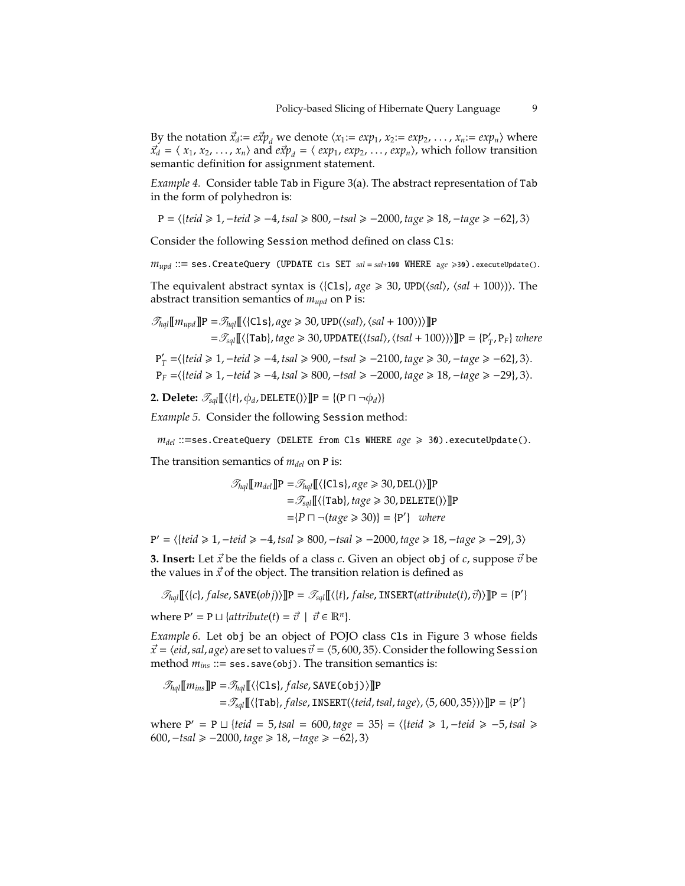By the notation $\vec{x}_d := \vec{exp}_d$ we denote $\langle x_1 := exp_1, x_2 := exp_2, \ldots, x_n := exp_n \rangle$ where $\vec{x}_d = \langle x_1, x_2, \ldots, x_n \rangle$ and $\vec{exp}_d = \langle exp_1, exp_2, \ldots, exp_n \rangle$, which follow transition semantic definition for assignment statement.

*Example 4.* Consider table `Tab` in Figure 3(a). The abstract representation of `Tab` in the form of polyhedron is:

$$\mathtt{P} = \langle \{teid \geqslant 1, -teid \geqslant -4, tsal \geqslant 800, -tsal \geqslant -2000, tage \geqslant 18, -tage \geqslant -62\}, 3 \rangle$$

Consider the following `Session` method defined on class `Cls`:

$m_{upd}$ ::= `ses.CreateQuery (UPDATE Cls SET` $sal = sal{+}100$ `WHERE` $age \geqslant 30$`).executeUpdate()`.

The equivalent abstract syntax is $\langle \{\mathtt{Cls}\}, age \geqslant 30, \mathtt{UPD}(\langle sal \rangle, \langle sal + 100 \rangle) \rangle$. The abstract transition semantics of $m_{upd}$ on `P` is:

$$\begin{aligned}
\mathscr{T}_{hql}[\![m_{upd}]\!]\mathtt{P} &= \mathscr{T}_{hql}[\![\langle \{\mathtt{Cls}\}, age \geqslant 30, \mathtt{UPD}(\langle sal \rangle, \langle sal + 100 \rangle) \rangle]\!]\mathtt{P} \\
&= \mathscr{T}_{sql}[\![\langle \{\mathtt{Tab}\}, tage \geqslant 30, \mathtt{UPDATE}(\langle tsal \rangle, \langle tsal + 100 \rangle) \rangle]\!]\mathtt{P} = \{\mathtt{P}'_T, \mathtt{P}_F\} \textit{ where}
\end{aligned}$$

$$\mathtt{P}'_T = \langle \{teid \geqslant 1, -teid \geqslant -4, tsal \geqslant 900, -tsal \geqslant -2100, tage \geqslant 30, -tage \geqslant -62\}, 3 \rangle.$$

$$\mathtt{P}_F = \langle \{teid \geqslant 1, -teid \geqslant -4, tsal \geqslant 800, -tsal \geqslant -2000, tage \geqslant 18, -tage \geqslant -29\}, 3 \rangle.$$

**2. Delete:** $\mathscr{T}_{sql}[\![\langle \{t\}, \phi_d, \mathtt{DELETE}() \rangle]\!]\mathtt{P} = \{(\mathtt{P} \sqcap \neg\phi_d)\}$

*Example 5.* Consider the following `Session` method:

$m_{del}$ ::=`ses.CreateQuery (DELETE from Cls WHERE` $age \geqslant 30$`).executeUpdate()`.

The transition semantics of $m_{del}$ on `P` is:

$$\begin{aligned}
\mathscr{T}_{hql}[\![m_{del}]\!]\mathtt{P} &= \mathscr{T}_{hql}[\![\langle \{\mathtt{Cls}\}, age \geqslant 30, \mathtt{DEL}() \rangle]\!]\mathtt{P} \\
&= \mathscr{T}_{sql}[\![\langle \{\mathtt{Tab}\}, tage \geqslant 30, \mathtt{DELETE}() \rangle]\!]\mathtt{P} \\
&= \{P \sqcap \neg(tage \geqslant 30)\} = \{\mathtt{P}'\} \quad \textit{where}
\end{aligned}$$

$$\mathtt{P}' = \langle \{teid \geqslant 1, -teid \geqslant -4, tsal \geqslant 800, -tsal \geqslant -2000, tage \geqslant 18, -tage \geqslant -29\}, 3 \rangle$$

**3. Insert:** Let $\vec{x}$ be the fields of a class $c$. Given an object `obj` of $c$, suppose $\vec{v}$ be the values in $\vec{x}$ of the object. The transition relation is defined as

$$\mathscr{T}_{hql}[\![\langle \{c\}, false, \mathtt{SAVE}(obj) \rangle]\!]\mathtt{P} = \mathscr{T}_{sql}[\![\langle \{t\}, false, \mathtt{INSERT}(attribute(t), \vec{v}) \rangle]\!]\mathtt{P} = \{\mathtt{P}'\}$$

where $\mathtt{P}' = \mathtt{P} \sqcup \{attribute(t) = \vec{v} \mid \vec{v} \in \mathbb{R}^n\}$.

*Example 6.* Let `obj` be an object of POJO class `Cls` in Figure 3 whose fields $\vec{x} = \langle eid, sal, age \rangle$ are set to values $\vec{v} = \langle 5, 600, 35 \rangle$. Consider the following `Session` method $m_{ins}$ ::= `ses.save(obj)`. The transition semantics is:

$$\begin{aligned}
\mathscr{T}_{hql}[\![m_{ins}]\!]\mathtt{P} &= \mathscr{T}_{hql}[\![\langle \{\mathtt{Cls}\}, false, \mathtt{SAVE(obj)} \rangle]\!]\mathtt{P} \\
&= \mathscr{T}_{sql}[\![\langle \{\mathtt{Tab}\}, false, \mathtt{INSERT}(\langle teid, tsal, tage \rangle, \langle 5, 600, 35 \rangle) \rangle]\!]\mathtt{P} = \{\mathtt{P}'\}
\end{aligned}$$

where $\mathtt{P}' = \mathtt{P} \sqcup \{teid = 5, tsal = 600, tage = 35\} = \langle \{teid \geqslant 1, -teid \geqslant -5, tsal \geqslant 600, -tsal \geqslant -2000, tage \geqslant 18, -tage \geqslant -62\}, 3 \rangle$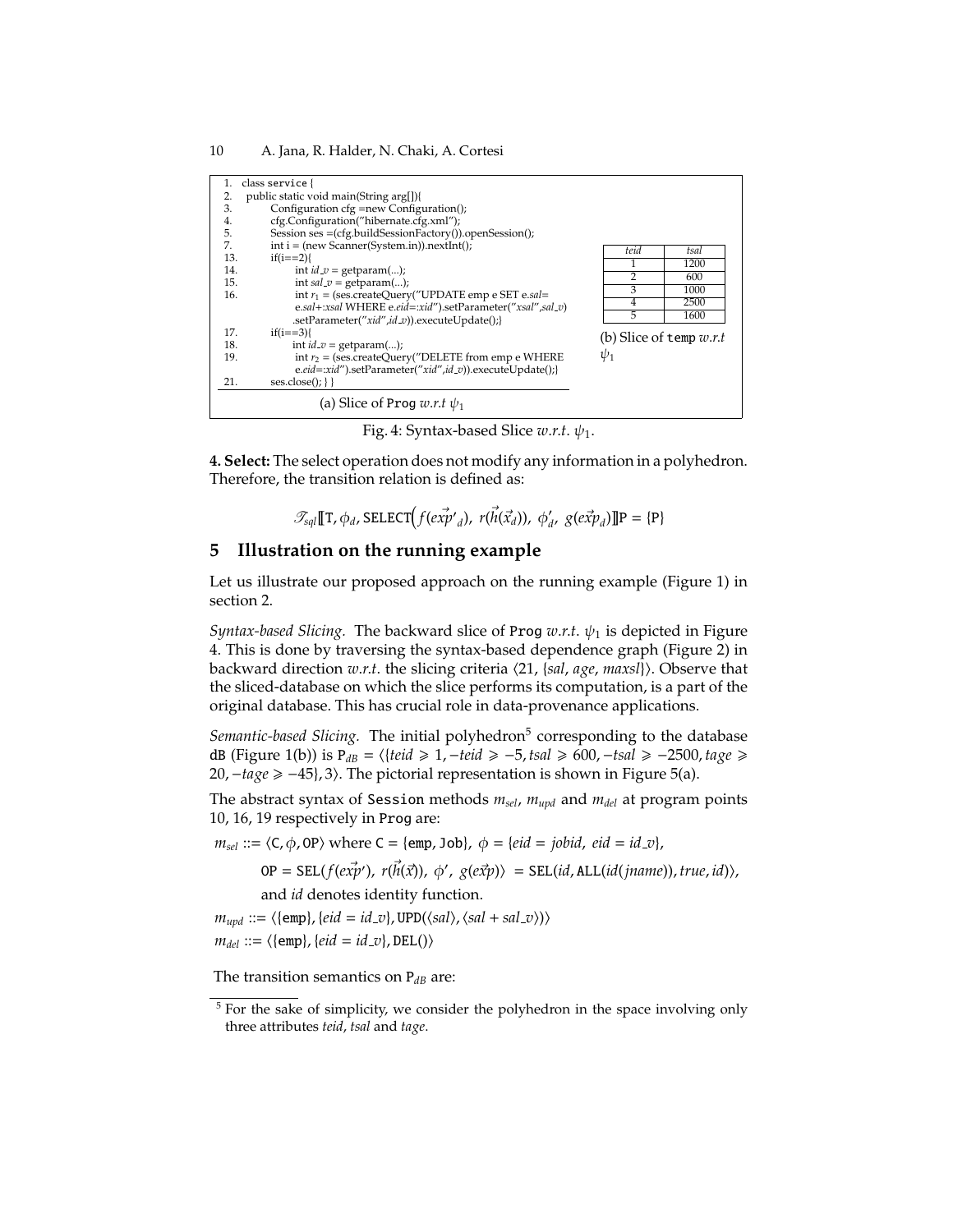```
1.   class service {
2.   public static void main(String arg[]){
3.        Configuration cfg =new Configuration();
4.        cfg.Configuration("hibernate.cfg.xml");
5.        Session ses =(cfg.buildSessionFactory()).openSession();
7.        int i = (new Scanner(System.in)).nextInt();
13.       if(i==2){
14.            int id_v = getparam(...);
15.            int sal_v = getparam(...);
16.            int r1 = (ses.createQuery("UPDATE emp e SET e.sal=
               e.sal+:xsal WHERE e.eid=:xid").setParameter("xsal",sal_v)
               .setParameter("xid",id_v)).executeUpdate();}
17.       if(i==3){
18.            int id_v = getparam(...);
19.            int r2 = (ses.createQuery("DELETE from emp e WHERE
               e.eid=:xid").setParameter("xid",id_v)).executeUpdate();}
21.       ses.close(); } }
```

(a) Slice of Prog *w.r.t* $\psi_1$

| *teid* | *tsal* |
|---|---|
| 1 | 1200 |
| 2 | 600 |
| 3 | 1000 |
| 4 | 2500 |
| 5 | 1600 |

(b) Slice of temp *w.r.t* $\psi_1$

Fig. 4: Syntax-based Slice *w.r.t*. $\psi_1$.

**4. Select:** The select operation does not modify any information in a polyhedron. Therefore, the transition relation is defined as:

$$\mathscr{T}_{sql}[\![\mathtt{T}, \phi_d, \mathtt{SELECT}\big(f(\vec{exp'}_d),\ r(\vec{h}(\vec{x}_d)),\ \phi'_d,\ g(\vec{exp}_d)\big)]\!]\mathtt{P} = \{\mathtt{P}\}$$

## 5 Illustration on the running example

Let us illustrate our proposed approach on the running example (Figure 1) in section 2.

*Syntax-based Slicing.* The backward slice of Prog *w.r.t*. $\psi_1$ is depicted in Figure 4. This is done by traversing the syntax-based dependence graph (Figure 2) in backward direction *w.r.t*. the slicing criteria $\langle 21, \{sal, age, maxsl\}\rangle$. Observe that the sliced-database on which the slice performs its computation, is a part of the original database. This has crucial role in data-provenance applications.

*Semantic-based Slicing.* The initial polyhedron[5] corresponding to the database dB (Figure 1(b)) is $\mathtt{P}_{dB} = \langle\{teid \geqslant 1, -teid \geqslant -5, tsal \geqslant 600, -tsal \geqslant -2500, tage \geqslant 20, -tage \geqslant -45\}, 3\rangle$. The pictorial representation is shown in Figure 5(a).

The abstract syntax of Session methods $m_{sel}$, $m_{upd}$ and $m_{del}$ at program points 10, 16, 19 respectively in Prog are:

$m_{sel} ::= \langle \mathtt{C}, \phi, \mathtt{OP}\rangle$ where $\mathtt{C} = \{\mathtt{emp}, \mathtt{Job}\}$, $\phi = \{eid = jobid,\ eid = id\_v\}$,

$\mathtt{OP} = \mathtt{SEL}(f(\vec{exp'}),\ r(\vec{h}(\vec{x})),\ \phi',\ g(\vec{exp}))\ = \mathtt{SEL}(id, \mathtt{ALL}(id(jname)), true, id)\rangle$,

and $id$ denotes identity function.

$m_{upd} ::= \langle\{\mathtt{emp}\}, \{eid = id\_v\}, \mathtt{UPD}(\langle sal\rangle, \langle sal + sal\_v\rangle)\rangle$

$m_{del} ::= \langle\{\mathtt{emp}\}, \{eid = id\_v\}, \mathtt{DEL}()\rangle$

The transition semantics on $\mathtt{P}_{dB}$ are:

[5] For the sake of simplicity, we consider the polyhedron in the space involving only three attributes *teid*, *tsal* and *tage*.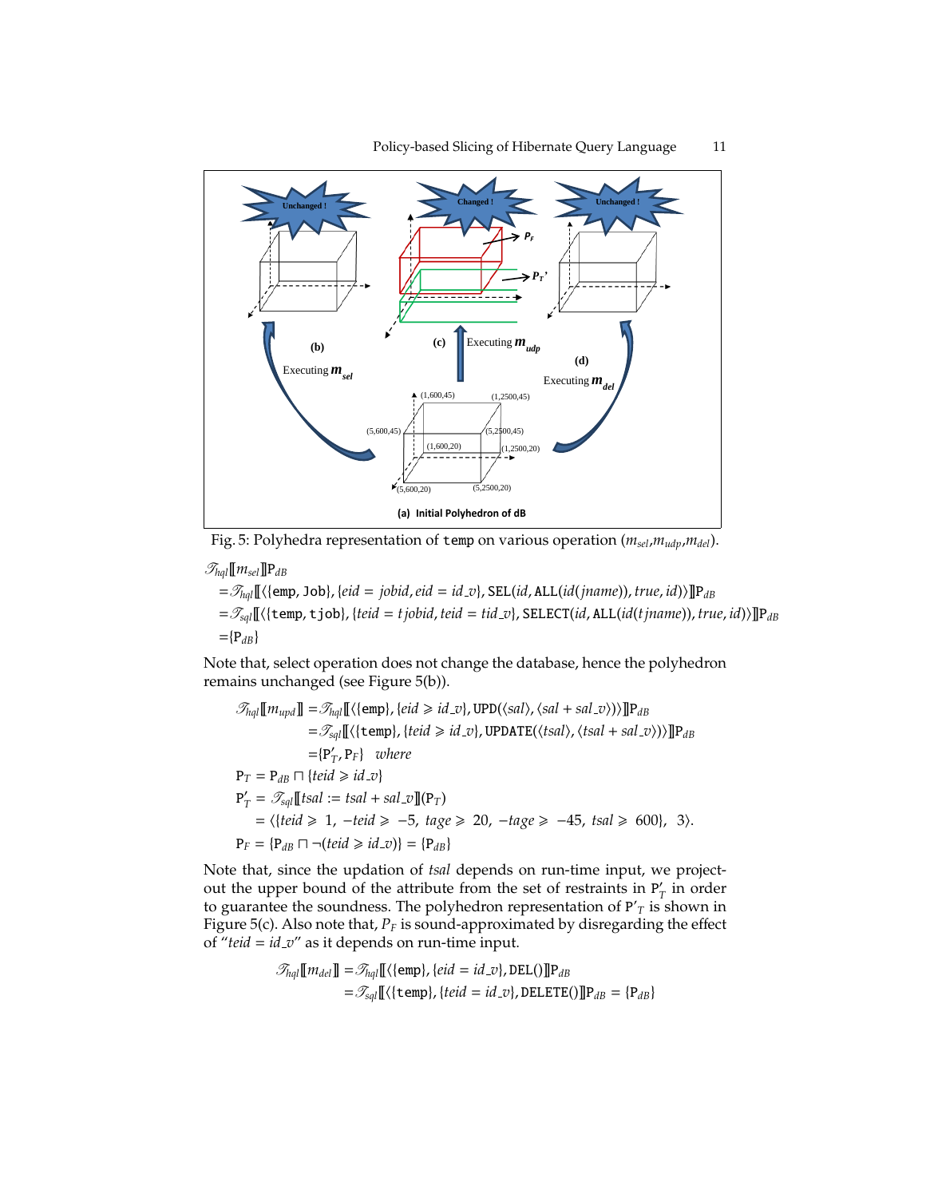Fig. 5: Polyhedra representation of `temp` on various operation ($m_{sel}$,$m_{udp}$,$m_{del}$).

$$\begin{aligned}
&\mathscr{T}_{hql}[\![m_{sel}]\!]\mathrm{P}_{dB} \\
&=\mathscr{T}_{hql}[\![\langle\{\texttt{emp},\texttt{Job}\},\{eid = jobid, eid = id\_v\}, \texttt{SEL}(id,\texttt{ALL}(id(jname)), true, id)\rangle]\!]\mathrm{P}_{dB} \\
&=\mathscr{T}_{sql}[\![\langle\{\texttt{temp},\texttt{tjob}\},\{teid = tjobid, teid = tid\_v\}, \texttt{SELECT}(id,\texttt{ALL}(id(tjname)), true, id)\rangle]\!]\mathrm{P}_{dB} \\
&=\{\mathrm{P}_{dB}\}
\end{aligned}$$

Note that, select operation does not change the database, hence the polyhedron remains unchanged (see Figure 5(b)).

$$\begin{aligned}
\mathscr{T}_{hql}[\![m_{upd}]\!] &=\mathscr{T}_{hql}[\![\langle\{\texttt{emp}\},\{eid \geqslant id\_v\}, \texttt{UPD}(\langle sal\rangle,\langle sal+sal\_v\rangle)\rangle]\!]\mathrm{P}_{dB} \\
&=\mathscr{T}_{sql}[\![\langle\{\texttt{temp}\},\{teid \geqslant id\_v\}, \texttt{UPDATE}(\langle tsal\rangle,\langle tsal+sal\_v\rangle)\rangle]\!]\mathrm{P}_{dB} \\
&=\{\mathrm{P}'_{T},\mathrm{P}_{F}\} \quad where \\
\mathrm{P}_{T} &= \mathrm{P}_{dB} \sqcap \{teid \geqslant id\_v\} \\
\mathrm{P}'_{T} &= \mathscr{T}_{sql}[\![tsal := tsal + sal\_v]\!](\mathrm{P}_{T}) \\
&= \langle\{teid \geqslant 1,\ -teid \geqslant -5,\ tage \geqslant 20,\ -tage \geqslant -45,\ tsal \geqslant 600\},\ 3\rangle. \\
\mathrm{P}_{F} &= \{\mathrm{P}_{dB} \sqcap \neg(teid \geqslant id\_v)\} = \{\mathrm{P}_{dB}\}
\end{aligned}$$

Note that, since the updation of $tsal$ depends on run-time input, we project-out the upper bound of the attribute from the set of restraints in $\mathrm{P}'_{T}$ in order to guarantee the soundness. The polyhedron representation of $\mathrm{P}'_{T}$ is shown in Figure 5(c). Also note that, $P_F$ is sound-approximated by disregarding the effect of "$teid = id\_v$" as it depends on run-time input.

$$\begin{aligned}
\mathscr{T}_{hql}[\![m_{del}]\!] &=\mathscr{T}_{hql}[\![\langle\{\texttt{emp}\},\{eid = id\_v\}, \texttt{DEL}()\rangle]\!]\mathrm{P}_{dB} \\
&=\mathscr{T}_{sql}[\![\langle\{\texttt{temp}\},\{teid = id\_v\}, \texttt{DELETE}()\rangle]\!]\mathrm{P}_{dB} = \{\mathrm{P}_{dB}\}
\end{aligned}$$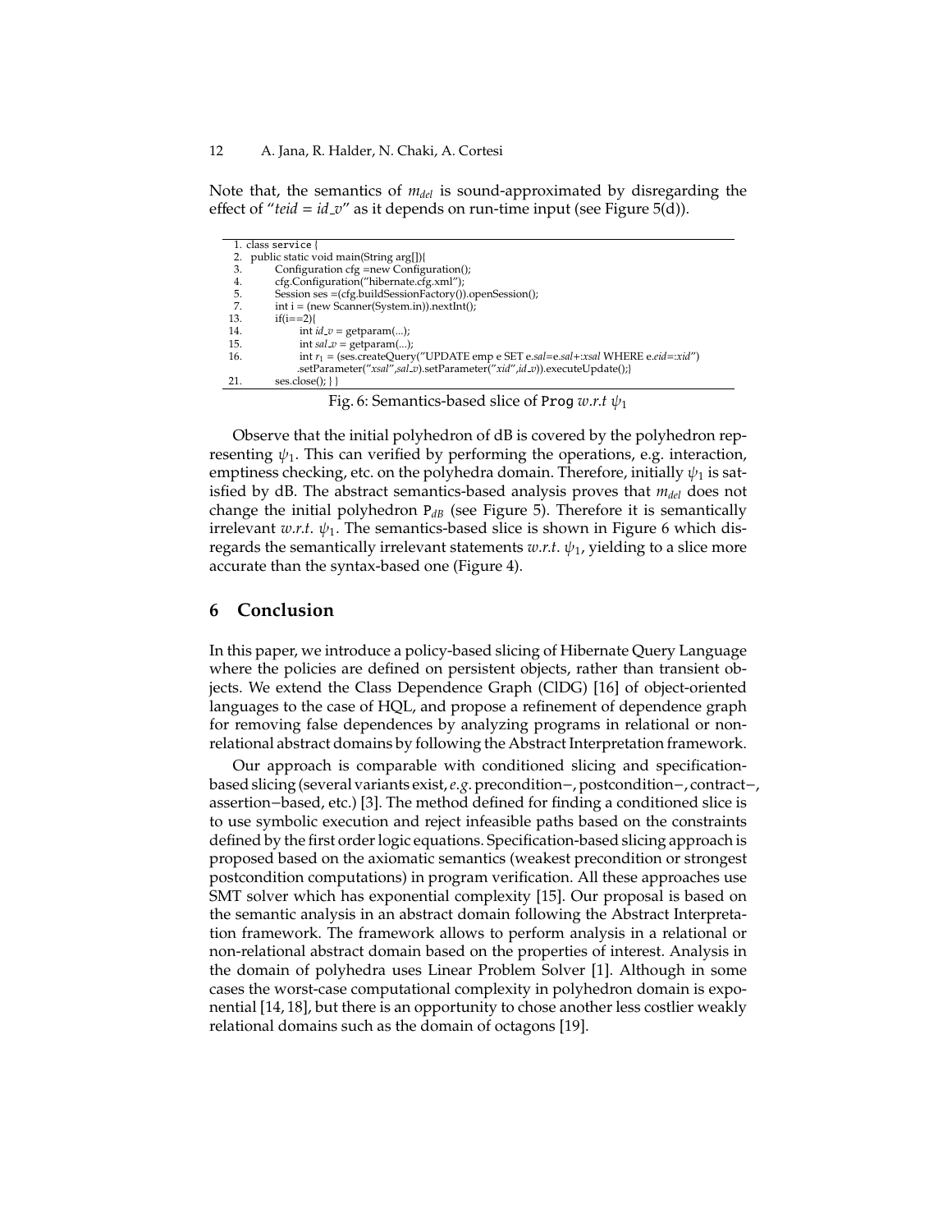Note that, the semantics of $m_{del}$ is sound-approximated by disregarding the effect of "$teid = id\_v$" as it depends on run-time input (see Figure 5(d)).

```
1. class service {
2.  public static void main(String arg[]){
3.      Configuration cfg =new Configuration();
4.      cfg.Configuration("hibernate.cfg.xml");
5.      Session ses =(cfg.buildSessionFactory()).openSession();
7.      int i = (new Scanner(System.in)).nextInt();
13.     if(i==2){
14.         int id_v = getparam(...);
15.         int sal_v = getparam(...);
16.         int r1 = (ses.createQuery("UPDATE emp e SET e.sal=e.sal+:xsal WHERE e.eid=:xid")
            .setParameter("xsal",sal_v).setParameter("xid",id_v)).executeUpdate();}
21.     ses.close(); } }
```

Fig. 6: Semantics-based slice of Prog *w.r.t* $\psi_1$

Observe that the initial polyhedron of dB is covered by the polyhedron representing $\psi_1$. This can verified by performing the operations, e.g. interaction, emptiness checking, etc. on the polyhedra domain. Therefore, initially $\psi_1$ is satisfied by dB. The abstract semantics-based analysis proves that $m_{del}$ does not change the initial polyhedron $P_{dB}$ (see Figure 5). Therefore it is semantically irrelevant *w.r.t.* $\psi_1$. The semantics-based slice is shown in Figure 6 which disregards the semantically irrelevant statements *w.r.t.* $\psi_1$, yielding to a slice more accurate than the syntax-based one (Figure 4).

## 6 Conclusion

In this paper, we introduce a policy-based slicing of Hibernate Query Language where the policies are defined on persistent objects, rather than transient objects. We extend the Class Dependence Graph (ClDG) [16] of object-oriented languages to the case of HQL, and propose a refinement of dependence graph for removing false dependences by analyzing programs in relational or non-relational abstract domains by following the Abstract Interpretation framework.

Our approach is comparable with conditioned slicing and specification-based slicing (several variants exist, *e.g.* precondition−, postcondition−, contract−, assertion−based, etc.) [3]. The method defined for finding a conditioned slice is to use symbolic execution and reject infeasible paths based on the constraints defined by the first order logic equations. Specification-based slicing approach is proposed based on the axiomatic semantics (weakest precondition or strongest postcondition computations) in program verification. All these approaches use SMT solver which has exponential complexity [15]. Our proposal is based on the semantic analysis in an abstract domain following the Abstract Interpretation framework. The framework allows to perform analysis in a relational or non-relational abstract domain based on the properties of interest. Analysis in the domain of polyhedra uses Linear Problem Solver [1]. Although in some cases the worst-case computational complexity in polyhedron domain is exponential [14, 18], but there is an opportunity to chose another less costlier weakly relational domains such as the domain of octagons [19].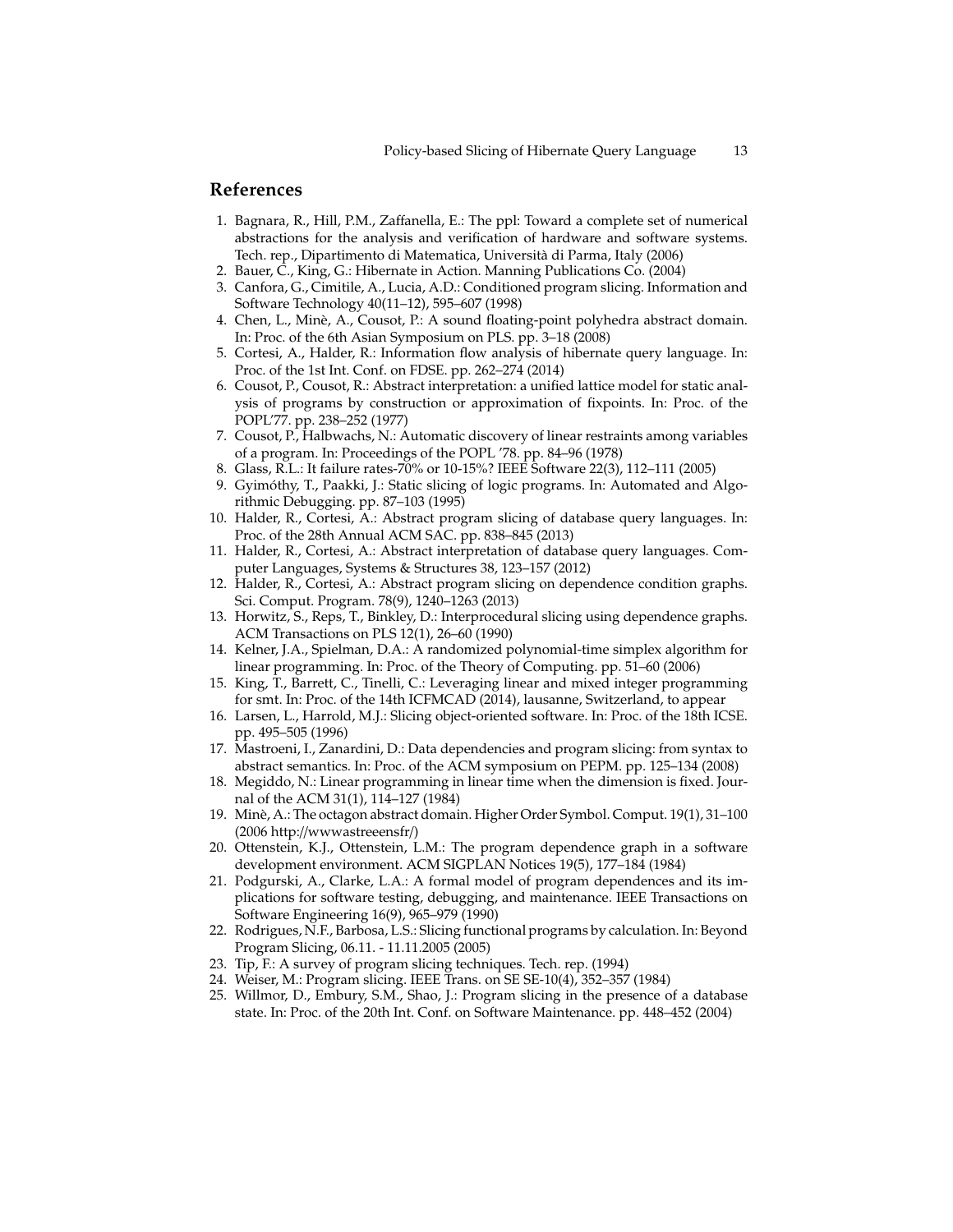## References

1. Bagnara, R., Hill, P.M., Zaffanella, E.: The ppl: Toward a complete set of numerical abstractions for the analysis and verification of hardware and software systems. Tech. rep., Dipartimento di Matematica, Università di Parma, Italy (2006)
2. Bauer, C., King, G.: Hibernate in Action. Manning Publications Co. (2004)
3. Canfora, G., Cimitile, A., Lucia, A.D.: Conditioned program slicing. Information and Software Technology 40(11–12), 595–607 (1998)
4. Chen, L., Minè, A., Cousot, P.: A sound floating-point polyhedra abstract domain. In: Proc. of the 6th Asian Symposium on PLS. pp. 3–18 (2008)
5. Cortesi, A., Halder, R.: Information flow analysis of hibernate query language. In: Proc. of the 1st Int. Conf. on FDSE. pp. 262–274 (2014)
6. Cousot, P., Cousot, R.: Abstract interpretation: a unified lattice model for static analysis of programs by construction or approximation of fixpoints. In: Proc. of the POPL'77. pp. 238–252 (1977)
7. Cousot, P., Halbwachs, N.: Automatic discovery of linear restraints among variables of a program. In: Proceedings of the POPL '78. pp. 84–96 (1978)
8. Glass, R.L.: It failure rates-70% or 10-15%? IEEE Software 22(3), 112–111 (2005)
9. Gyimóthy, T., Paakki, J.: Static slicing of logic programs. In: Automated and Algorithmic Debugging. pp. 87–103 (1995)
10. Halder, R., Cortesi, A.: Abstract program slicing of database query languages. In: Proc. of the 28th Annual ACM SAC. pp. 838–845 (2013)
11. Halder, R., Cortesi, A.: Abstract interpretation of database query languages. Computer Languages, Systems & Structures 38, 123–157 (2012)
12. Halder, R., Cortesi, A.: Abstract program slicing on dependence condition graphs. Sci. Comput. Program. 78(9), 1240–1263 (2013)
13. Horwitz, S., Reps, T., Binkley, D.: Interprocedural slicing using dependence graphs. ACM Transactions on PLS 12(1), 26–60 (1990)
14. Kelner, J.A., Spielman, D.A.: A randomized polynomial-time simplex algorithm for linear programming. In: Proc. of the Theory of Computing. pp. 51–60 (2006)
15. King, T., Barrett, C., Tinelli, C.: Leveraging linear and mixed integer programming for smt. In: Proc. of the 14th ICFMCAD (2014), lausanne, Switzerland, to appear
16. Larsen, L., Harrold, M.J.: Slicing object-oriented software. In: Proc. of the 18th ICSE. pp. 495–505 (1996)
17. Mastroeni, I., Zanardini, D.: Data dependencies and program slicing: from syntax to abstract semantics. In: Proc. of the ACM symposium on PEPM. pp. 125–134 (2008)
18. Megiddo, N.: Linear programming in linear time when the dimension is fixed. Journal of the ACM 31(1), 114–127 (1984)
19. Minè, A.: The octagon abstract domain. Higher Order Symbol. Comput. 19(1), 31–100 (2006 http://wwwastreeensfr/)
20. Ottenstein, K.J., Ottenstein, L.M.: The program dependence graph in a software development environment. ACM SIGPLAN Notices 19(5), 177–184 (1984)
21. Podgurski, A., Clarke, L.A.: A formal model of program dependences and its implications for software testing, debugging, and maintenance. IEEE Transactions on Software Engineering 16(9), 965–979 (1990)
22. Rodrigues, N.F., Barbosa, L.S.: Slicing functional programs by calculation. In: Beyond Program Slicing, 06.11. - 11.11.2005 (2005)
23. Tip, F.: A survey of program slicing techniques. Tech. rep. (1994)
24. Weiser, M.: Program slicing. IEEE Trans. on SE SE-10(4), 352–357 (1984)
25. Willmor, D., Embury, S.M., Shao, J.: Program slicing in the presence of a database state. In: Proc. of the 20th Int. Conf. on Software Maintenance. pp. 448–452 (2004)